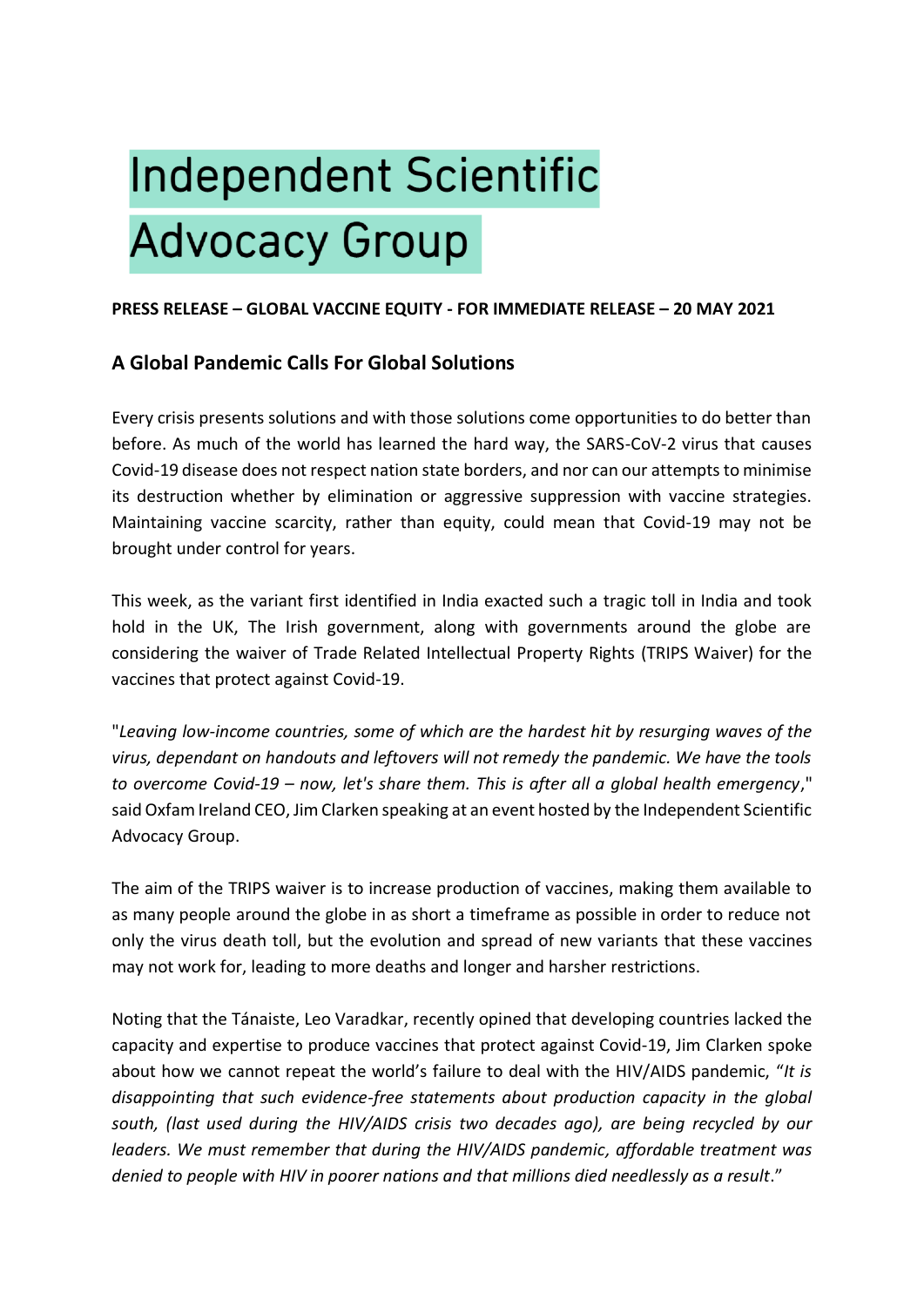# Independent Scientific Advocacy Group

**PRESS RELEASE – GLOBAL VACCINE EQUITY - FOR IMMEDIATE RELEASE – 20 MAY 2021**

## A Global Pandemic Calls For Global Solutions

Every crisis presents solutions and with those solutions come opportunities to do better than before. As much of the world has learned the hard way, the SARS-CoV-2 virus that causes Covid-19 disease does not respect nation state borders, and nor can our attempts to minimise its destruction whether by elimination or aggressive suppression with vaccine strategies. Maintaining vaccine scarcity, rather than equity, could mean that Covid-19 may not be brought under control for years.

This week, as the variant first identified in India exacted such a tragic toll in India and took hold in the UK, The Irish government, along with governments around the globe are considering the waiver of Trade Related Intellectual Property Rights (TRIPS Waiver) for the vaccines that protect against Covid-19.

"*Leaving low-income countries, some of which are the hardest hit by resurging waves of the virus, dependant on handouts and leftovers will not remedy the pandemic. We have the tools to overcome Covid-19 – now, let's share them. This is after all a global health emergency*," said Oxfam Ireland CEO, Jim Clarken speaking at an event hosted by the Independent Scientific Advocacy Group.

The aim of the TRIPS waiver is to increase production of vaccines, making them available to as many people around the globe in as short a timeframe as possible in order to reduce not only the virus death toll, but the evolution and spread of new variants that these vaccines may not work for, leading to more deaths and longer and harsher restrictions.

Noting that the Tánaiste, Leo Varadkar, recently opined that developing countries lacked the capacity and expertise to produce vaccines that protect against Covid-19, Jim Clarken spoke about how we cannot repeat the world's failure to deal with the HIV/AIDS pandemic, "*It is disappointing that such evidence-free statements about production capacity in the global south, (last used during the HIV/AIDS crisis two decades ago), are being recycled by our leaders. We must remember that during the HIV/AIDS pandemic, affordable treatment was denied to people with HIV in poorer nations and that millions died needlessly as a result*."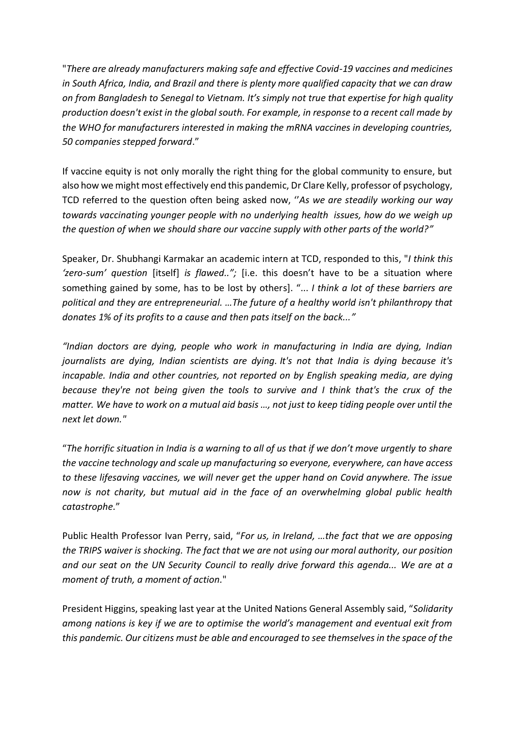"*There are already manufacturers making safe and effective Covid-19 vaccines and medicines in South Africa, India, and Brazil and there is plenty more qualified capacity that we can draw on from Bangladesh to Senegal to Vietnam. It's simply not true that expertise for high quality production doesn't exist in the global south. For example, in response to a recent call made by the WHO for manufacturers interested in making the mRNA vaccines in developing countries, 50 companies stepped forward*."

If vaccine equity is not only morally the right thing for the global community to ensure, but also how we might most effectively end this pandemic, Dr Clare Kelly, professor of psychology, TCD referred to the question often being asked now, ''*As we are steadily working our way towards vaccinating younger people with no underlying health issues, how do we weigh up the question of when we should share our vaccine supply with other parts of the world?"*

Speaker, Dr. Shubhangi Karmakar an academic intern at TCD, responded to this, "*I think this 'zero-sum' question* [itself] *is flawed..";* [i.e. this doesn't have to be a situation where something gained by some, has to be lost by others]. "... *I think a lot of these barriers are political and they are entrepreneurial. …The future of a healthy world isn't philanthropy that donates 1% of its profits to a cause and then pats itself on the back..."*

*"Indian doctors are dying, people who work in manufacturing in India are dying, Indian journalists are dying, Indian scientists are dying. It's not that India is dying because it's incapable. India and other countries, not reported on by English speaking media, are dying because they're not being given the tools to survive and I think that's the crux of the matter. We have to work on a mutual aid basis …, not just to keep tiding people over until the next let down."*

"*The horrific situation in India is a warning to all of us that if we don't move urgently to share the vaccine technology and scale up manufacturing so everyone, everywhere, can have access to these lifesaving vaccines, we will never get the upper hand on Covid anywhere. The issue now is not charity, but mutual aid in the face of an overwhelming global public health catastrophe.*"

Public Health Professor Ivan Perry, said, "*For us, in Ireland, …the fact that we are opposing the TRIPS waiver is shocking. The fact that we are not using our moral authority, our position and our seat on the UN Security Council to really drive forward this agenda... We are at a moment of truth, a moment of action*."

President Higgins, speaking last year at the United Nations General Assembly said, "*Solidarity among nations is key if we are to optimise the world's management and eventual exit from this pandemic. Our citizens must be able and encouraged to see themselves in the space of the*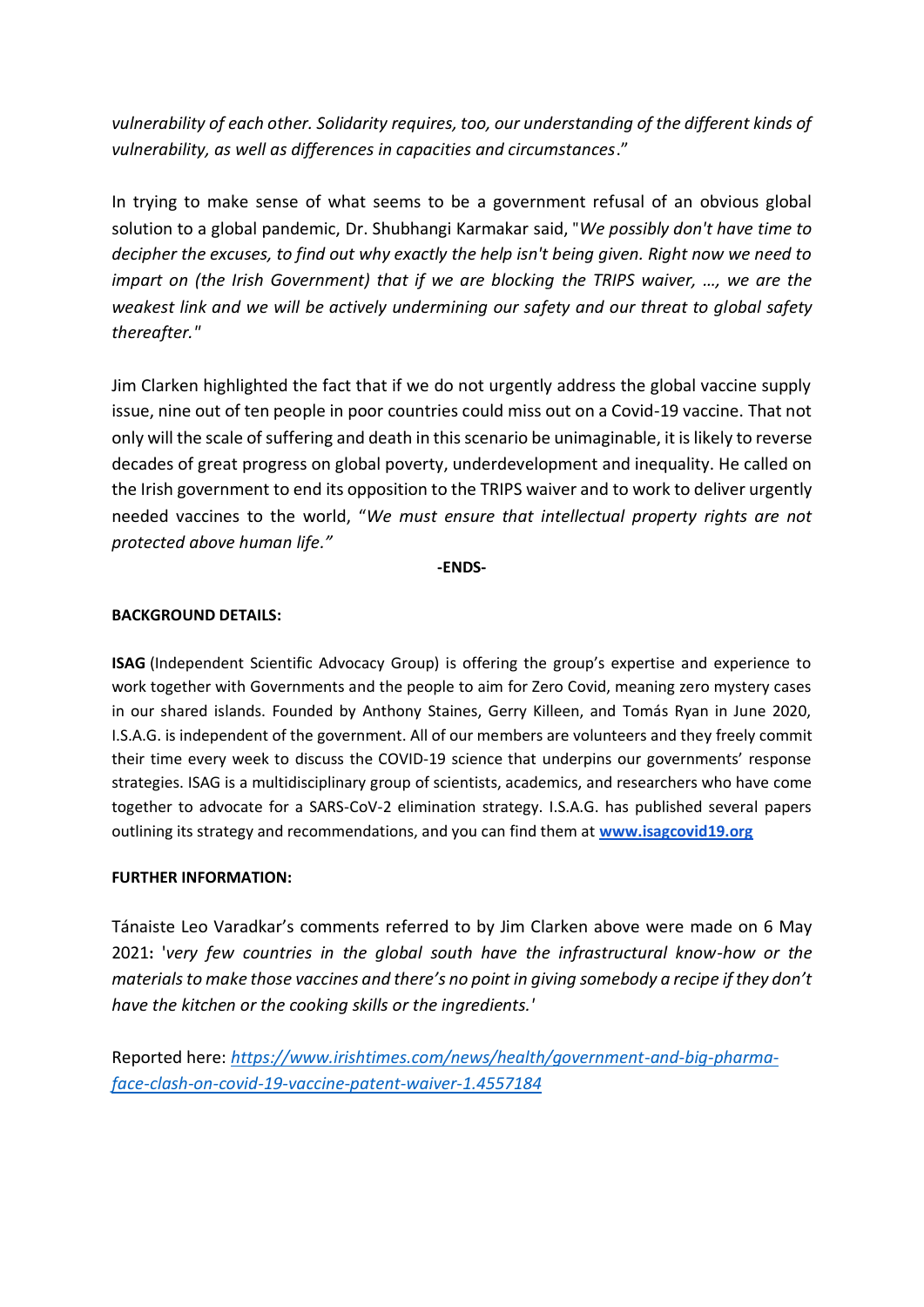*vulnerability of each other. Solidarity requires, too, our understanding of the different kinds of vulnerability, as well as differences in capacities and circumstances*."

In trying to make sense of what seems to be a government refusal of an obvious global solution to a global pandemic, Dr. Shubhangi Karmakar said, "*We possibly don't have time to decipher the excuses, to find out why exactly the help isn't being given. Right now we need to impart on (the Irish Government) that if we are blocking the TRIPS waiver, …, we are the weakest link and we will be actively undermining our safety and our threat to global safety thereafter."*

Jim Clarken highlighted the fact that if we do not urgently address the global vaccine supply issue, nine out of ten people in poor countries could miss out on a Covid-19 vaccine. That not only will the scale of suffering and death in this scenario be unimaginable, it is likely to reverse decades of great progress on global poverty, underdevelopment and inequality. He called on the Irish government to end its opposition to the TRIPS waiver and to work to deliver urgently needed vaccines to the world, "*We must ensure that intellectual property rights are not protected above human life."*

**-ENDS-**

**BACKGROUND DETAILS:**

**ISAG** (Independent Scientific Advocacy Group) is offering the group's expertise and experience to work together with Governments and the people to aim for Zero Covid, meaning zero mystery cases in our shared islands. Founded by Anthony Staines, Gerry Killeen, and Tomás Ryan in June 2020, I.S.A.G. is independent of the government. All of our members are volunteers and they freely commit their time every week to discuss the COVID-19 science that underpins our governments' response strategies. ISAG is a multidisciplinary group of scientists, academics, and researchers who have come together to advocate for a SARS-CoV-2 elimination strategy. I.S.A.G. has published several papers outlining its strategy and recommendations, and you can find them at **[www.isagcovid19.org](www.isagcovid19.org)**

**FURTHER INFORMATION:**

Tánaiste Leo Varadkar's comments referred to by Jim Clarken above were made on 6 May 2021**:** '*very few countries in the global south have the infrastructural know-how or the materials to make those vaccines and there's no point in giving somebody a recipe if they don't have the kitchen or the cooking skills or the ingredients.'*

Reported here: *[https://www.irishtimes.com/news/health/government-and-big-pharma-face-clash-on-covid-19-vaccine-patent-waiver-1.4557184](https://www.irishtimes.com/news/health/government-and-big-pharma-face-clash-on-covid-19-vaccine-patent-waiver-1.4557184)*